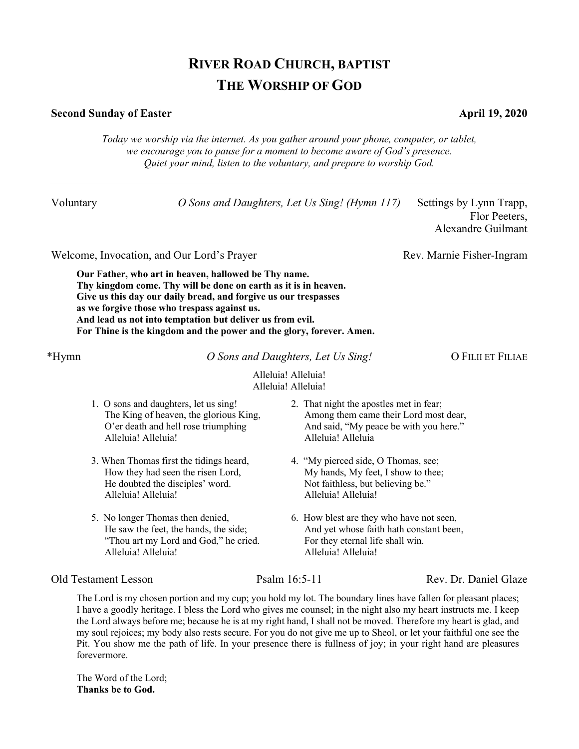# RIVER ROAD CHURCH, BAPTIST

# THE WORSHIP OF GOD

**Second Sunday of Easter** **April 19, 2020**

*Today we worship via the internet. As you gather around your phone, computer, or tablet, we encourage you to pause for a moment to become aware of God's presence. Quiet your mind, listen to the voluntary, and prepare to worship God.*

---

Voluntary *O Sons and Daughters, Let Us Sing! (Hymn 117)* Settings by Lynn Trapp, Flor Peeters, Alexandre Guilmant

Welcome, Invocation, and Our Lord's Prayer Rev. Marnie Fisher-Ingram

**Our Father, who art in heaven, hallowed be Thy name.**
**Thy kingdom come. Thy will be done on earth as it is in heaven.**
**Give us this day our daily bread, and forgive us our trespasses**
**as we forgive those who trespass against us.**
**And lead us not into temptation but deliver us from evil.**
**For Thine is the kingdom and the power and the glory, forever. Amen.**

*Hymn *O Sons and Daughters, Let Us Sing!* O FILII ET FILIAE

Alleluia! Alleluia!
Alleluia! Alleluia!

1. O sons and daughters, let us sing!
   The King of heaven, the glorious King,
   O'er death and hell rose triumphing
   Alleluia! Alleluia!

2. That night the apostles met in fear;
   Among them came their Lord most dear,
   And said, "My peace be with you here."
   Alleluia! Alleluia

3. When Thomas first the tidings heard,
   How they had seen the risen Lord,
   He doubted the disciples' word.
   Alleluia! Alleluia!

4. "My pierced side, O Thomas, see;
   My hands, My feet, I show to thee;
   Not faithless, but believing be."
   Alleluia! Alleluia!

5. No longer Thomas then denied,
   He saw the feet, the hands, the side;
   "Thou art my Lord and God," he cried.
   Alleluia! Alleluia!

6. How blest are they who have not seen,
   And yet whose faith hath constant been,
   For they eternal life shall win.
   Alleluia! Alleluia!

Old Testament Lesson Psalm 16:5-11 Rev. Dr. Daniel Glaze

The Lord is my chosen portion and my cup; you hold my lot. The boundary lines have fallen for pleasant places; I have a goodly heritage. I bless the Lord who gives me counsel; in the night also my heart instructs me. I keep the Lord always before me; because he is at my right hand, I shall not be moved. Therefore my heart is glad, and my soul rejoices; my body also rests secure. For you do not give me up to Sheol, or let your faithful one see the Pit. You show me the path of life. In your presence there is fullness of joy; in your right hand are pleasures forevermore.

The Word of the Lord;
**Thanks be to God.**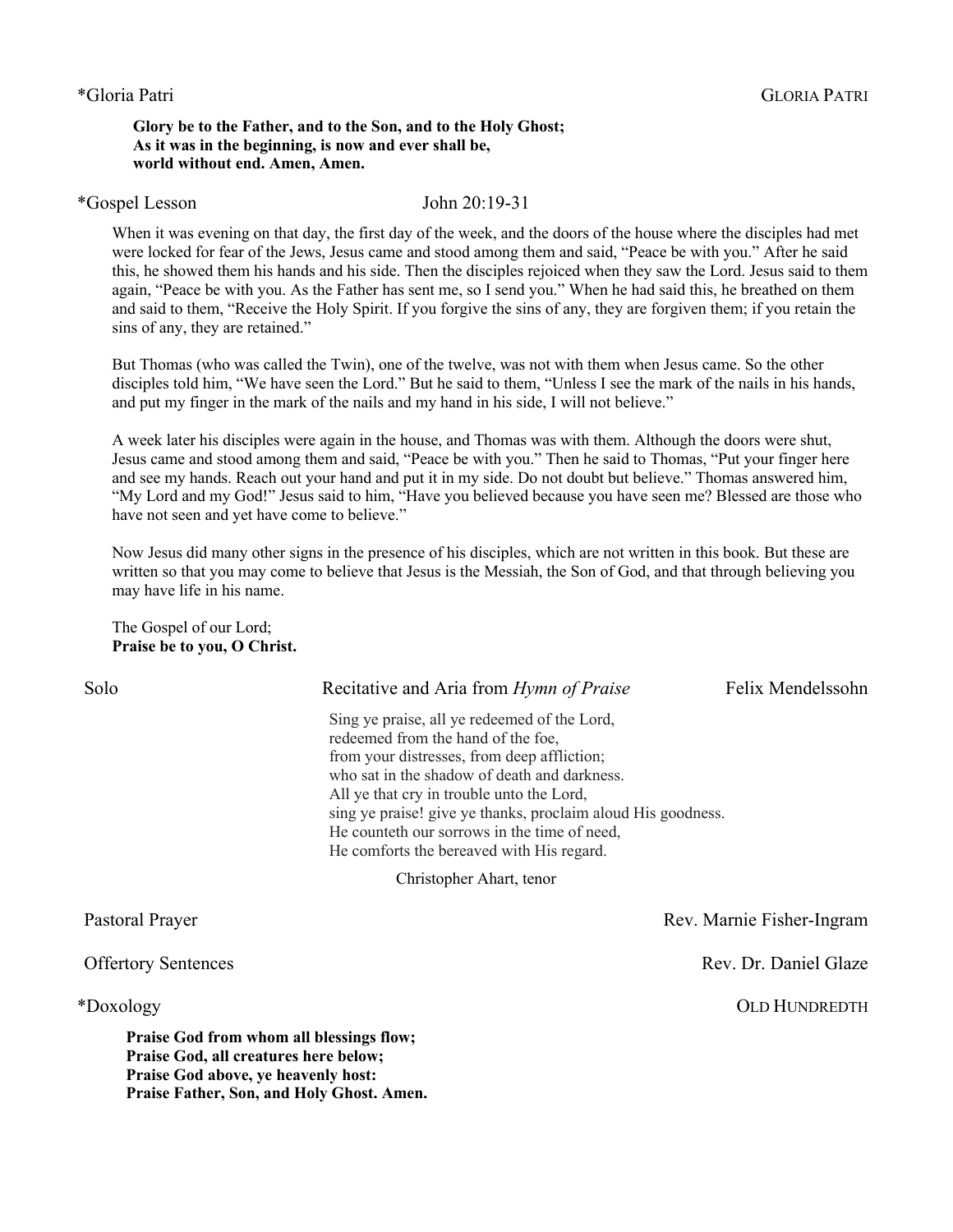*Gloria Patri GLORIA PATRI

**Glory be to the Father, and to the Son, and to the Holy Ghost;**
**As it was in the beginning, is now and ever shall be,**
**world without end. Amen, Amen.**

*Gospel Lesson John 20:19-31

When it was evening on that day, the first day of the week, and the doors of the house where the disciples had met were locked for fear of the Jews, Jesus came and stood among them and said, "Peace be with you." After he said this, he showed them his hands and his side. Then the disciples rejoiced when they saw the Lord. Jesus said to them again, "Peace be with you. As the Father has sent me, so I send you." When he had said this, he breathed on them and said to them, "Receive the Holy Spirit. If you forgive the sins of any, they are forgiven them; if you retain the sins of any, they are retained."

But Thomas (who was called the Twin), one of the twelve, was not with them when Jesus came. So the other disciples told him, "We have seen the Lord." But he said to them, "Unless I see the mark of the nails in his hands, and put my finger in the mark of the nails and my hand in his side, I will not believe."

A week later his disciples were again in the house, and Thomas was with them. Although the doors were shut, Jesus came and stood among them and said, "Peace be with you." Then he said to Thomas, "Put your finger here and see my hands. Reach out your hand and put it in my side. Do not doubt but believe." Thomas answered him, "My Lord and my God!" Jesus said to him, "Have you believed because you have seen me? Blessed are those who have not seen and yet have come to believe."

Now Jesus did many other signs in the presence of his disciples, which are not written in this book. But these are written so that you may come to believe that Jesus is the Messiah, the Son of God, and that through believing you may have life in his name.

The Gospel of our Lord;
**Praise be to you, O Christ.**

Solo Recitative and Aria from *Hymn of Praise* Felix Mendelssohn

Sing ye praise, all ye redeemed of the Lord,
redeemed from the hand of the foe,
from your distresses, from deep affliction;
who sat in the shadow of death and darkness.
All ye that cry in trouble unto the Lord,
sing ye praise! give ye thanks, proclaim aloud His goodness.
He counteth our sorrows in the time of need,
He comforts the bereaved with His regard.

Christopher Ahart, tenor

Pastoral Prayer Rev. Marnie Fisher-Ingram

Offertory Sentences Rev. Dr. Daniel Glaze

*Doxology OLD HUNDREDTH

**Praise God from whom all blessings flow;**
**Praise God, all creatures here below;**
**Praise God above, ye heavenly host:**
**Praise Father, Son, and Holy Ghost. Amen.**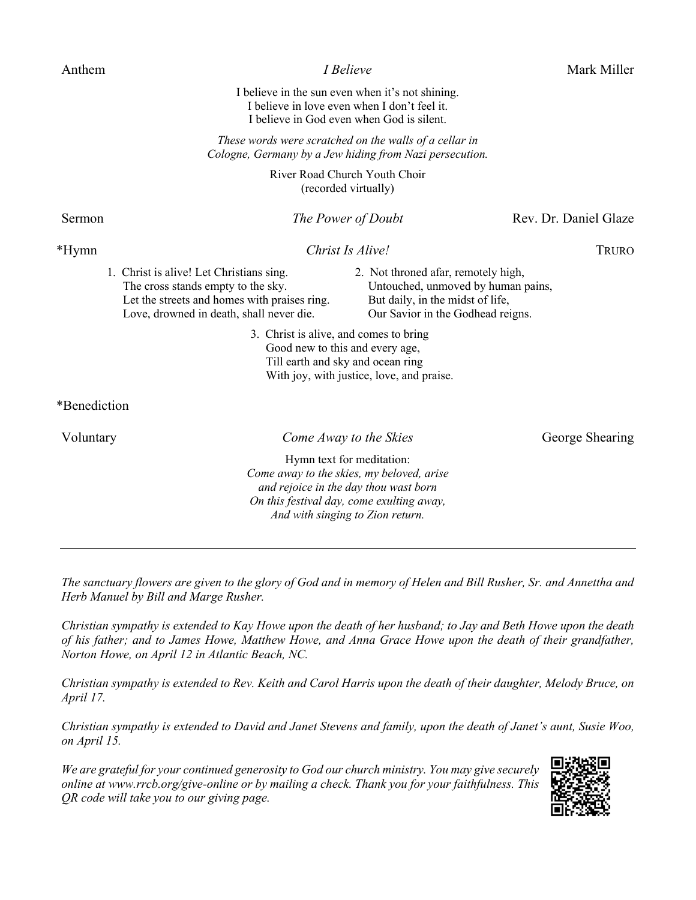Anthem *I Believe* Mark Miller

I believe in the sun even when it's not shining.
I believe in love even when I don't feel it.
I believe in God even when God is silent.

*These words were scratched on the walls of a cellar in Cologne, Germany by a Jew hiding from Nazi persecution.*

River Road Church Youth Choir
(recorded virtually)

Sermon *The Power of Doubt* Rev. Dr. Daniel Glaze

*Hymn *Christ Is Alive!* TRURO

1. Christ is alive! Let Christians sing.
   The cross stands empty to the sky.
   Let the streets and homes with praises ring.
   Love, drowned in death, shall never die.

2. Not throned afar, remotely high,
   Untouched, unmoved by human pains,
   But daily, in the midst of life,
   Our Savior in the Godhead reigns.

3. Christ is alive, and comes to bring
   Good new to this and every age,
   Till earth and sky and ocean ring
   With joy, with justice, love, and praise.

*Benediction

Voluntary *Come Away to the Skies* George Shearing

Hymn text for meditation:
*Come away to the skies, my beloved, arise*
*and rejoice in the day thou wast born*
*On this festival day, come exulting away,*
*And with singing to Zion return.*

---

*The sanctuary flowers are given to the glory of God and in memory of Helen and Bill Rusher, Sr. and Annettha and Herb Manuel by Bill and Marge Rusher.*

*Christian sympathy is extended to Kay Howe upon the death of her husband; to Jay and Beth Howe upon the death of his father; and to James Howe, Matthew Howe, and Anna Grace Howe upon the death of their grandfather, Norton Howe, on April 12 in Atlantic Beach, NC.*

*Christian sympathy is extended to Rev. Keith and Carol Harris upon the death of their daughter, Melody Bruce, on April 17.*

*Christian sympathy is extended to David and Janet Stevens and family, upon the death of Janet's aunt, Susie Woo, on April 15.*

*We are grateful for your continued generosity to God our church ministry. You may give securely online at www.rrcb.org/give-online or by mailing a check. Thank you for your faithfulness. This QR code will take you to our giving page.*